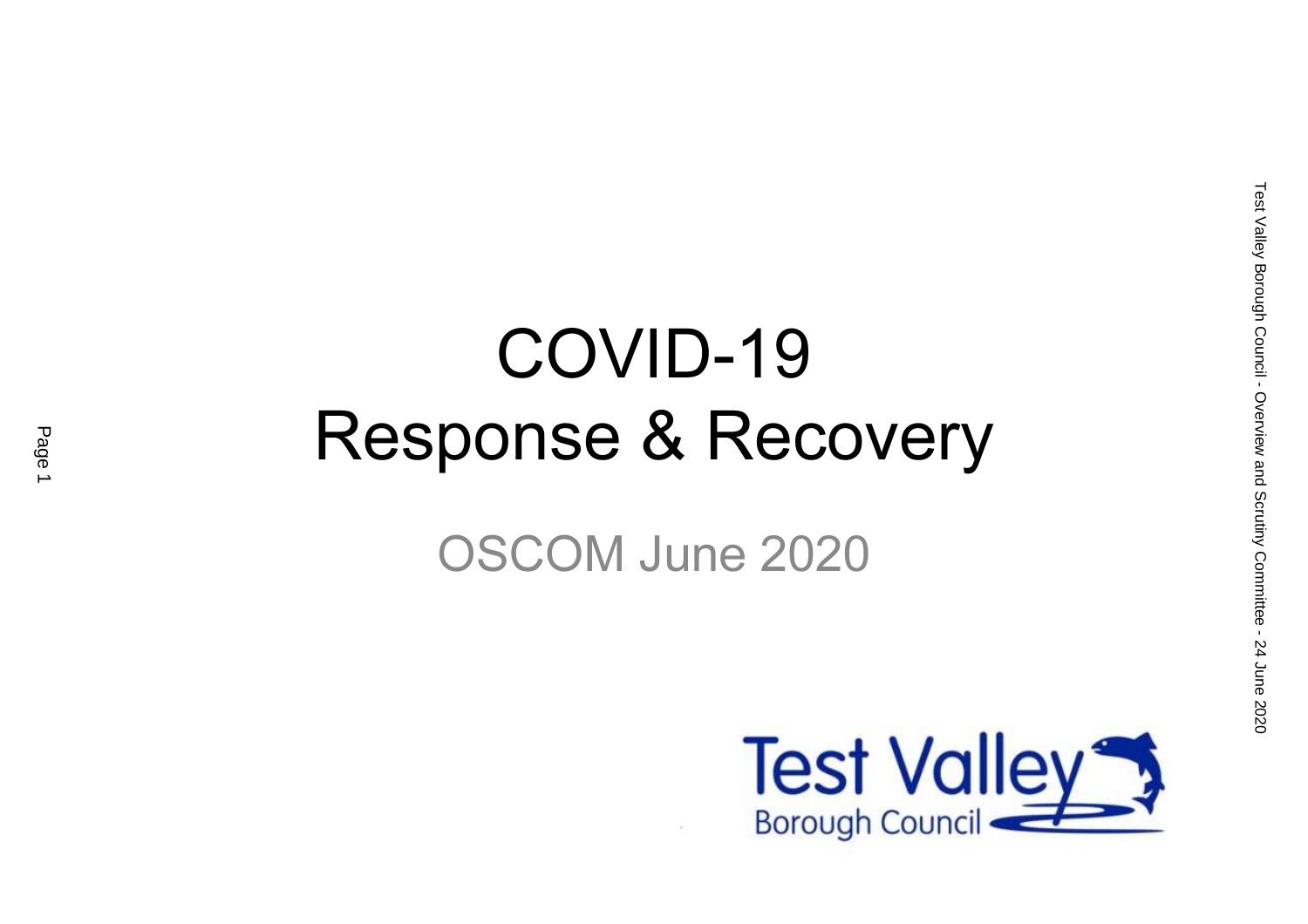# COVID-19
# Response & Recovery

## OSCOM June 2020

Test Valley Borough Council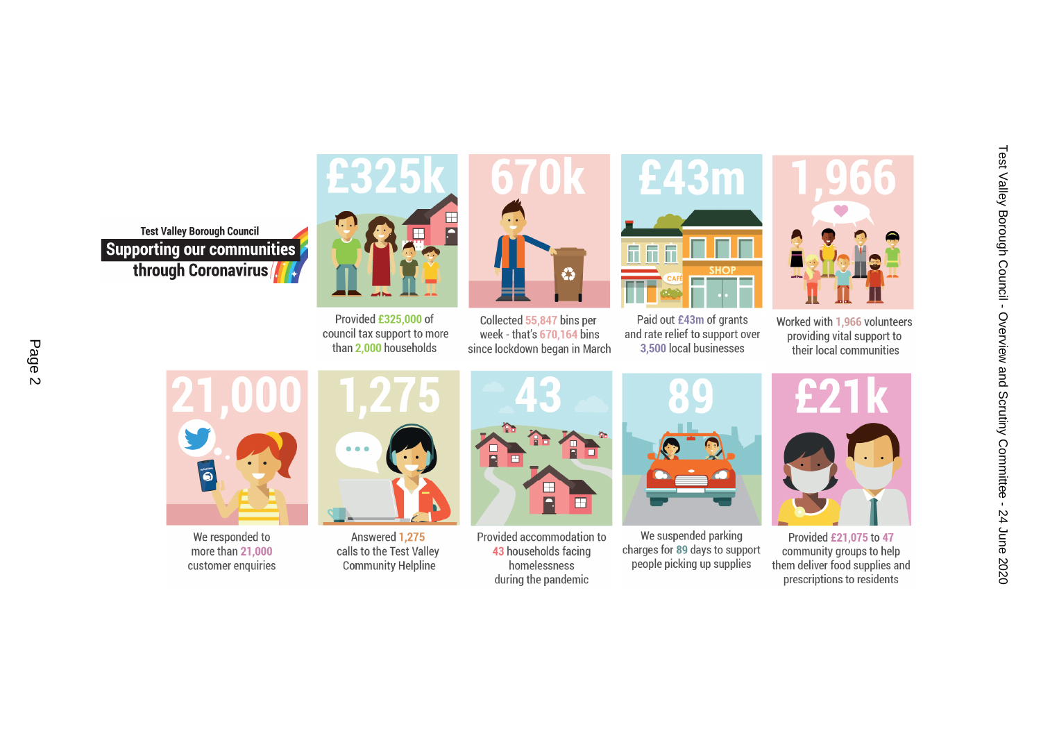Test Valley Borough Council

# Supporting our communities through Coronavirus

**£325k**

Provided £325,000 of council tax support to more than 2,000 households

**670k**

Collected 55,847 bins per week - that's 670,164 bins since lockdown began in March

**£43m**

Paid out £43m of grants and rate relief to support over 3,500 local businesses

**1,966**

Worked with 1,966 volunteers providing vital support to their local communities

**21,000**

We responded to more than 21,000 customer enquiries

**1,275**

Answered 1,275 calls to the Test Valley Community Helpline

**43**

Provided accommodation to 43 households facing homelessness during the pandemic

**89**

We suspended parking charges for 89 days to support people picking up supplies

**£21k**

Provided £21,075 to 47 community groups to help them deliver food supplies and prescriptions to residents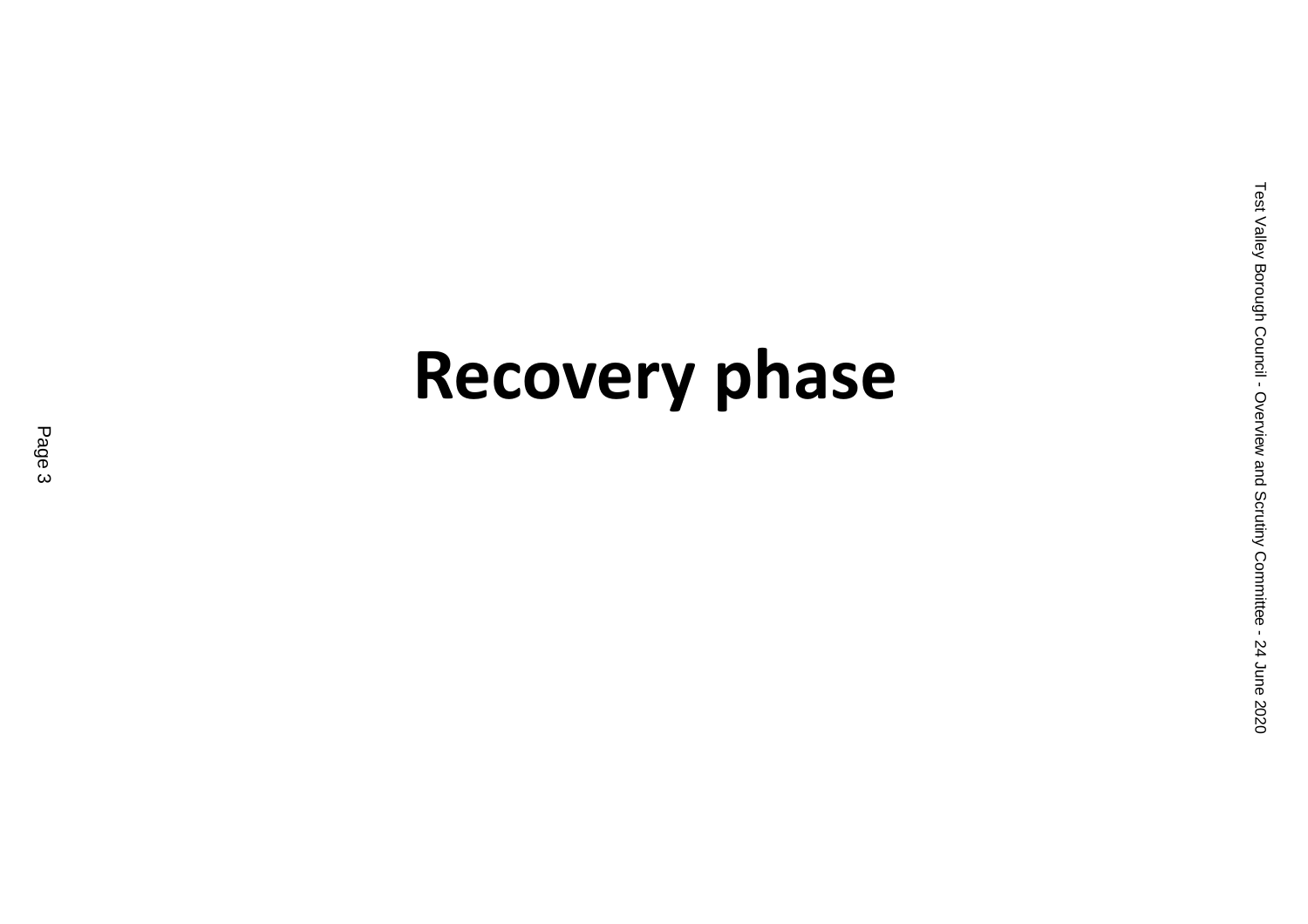# Recovery phase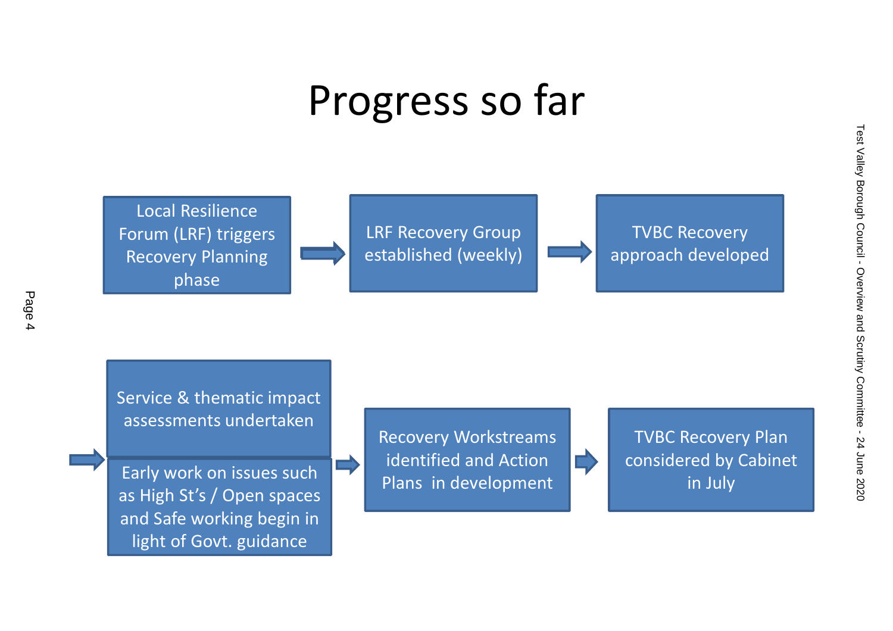# Progress so far

- Local Resilience Forum (LRF) triggers Recovery Planning phase
- LRF Recovery Group established (weekly)
- TVBC Recovery approach developed
- Service & thematic impact assessments undertaken
- Early work on issues such as High St's / Open spaces and Safe working begin in light of Govt. guidance
- Recovery Workstreams identified and Action Plans in development
- TVBC Recovery Plan considered by Cabinet in July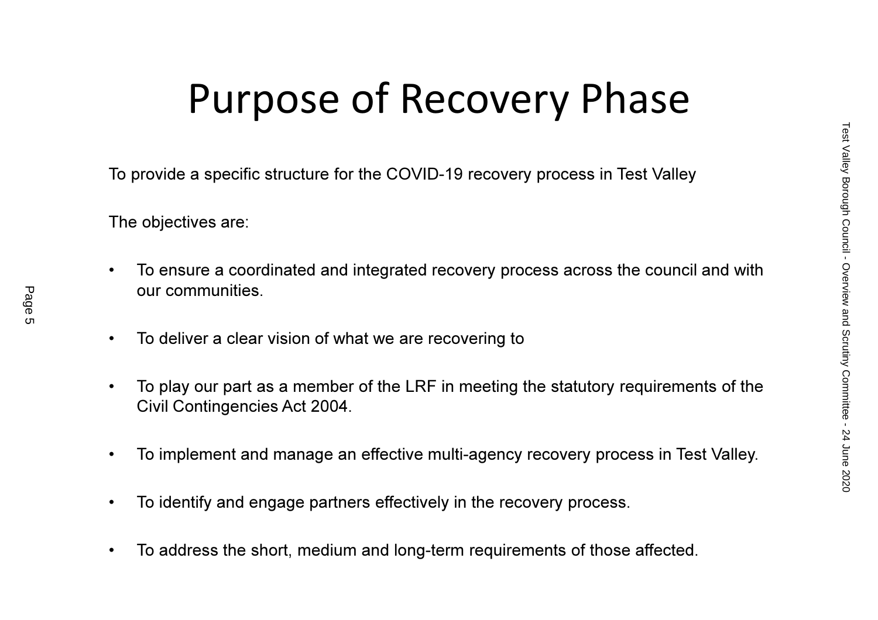# Purpose of Recovery Phase

To provide a specific structure for the COVID-19 recovery process in Test Valley

The objectives are:

- To ensure a coordinated and integrated recovery process across the council and with our communities.
- To deliver a clear vision of what we are recovering to
- To play our part as a member of the LRF in meeting the statutory requirements of the Civil Contingencies Act 2004.
- To implement and manage an effective multi-agency recovery process in Test Valley.
- To identify and engage partners effectively in the recovery process.
- To address the short, medium and long-term requirements of those affected.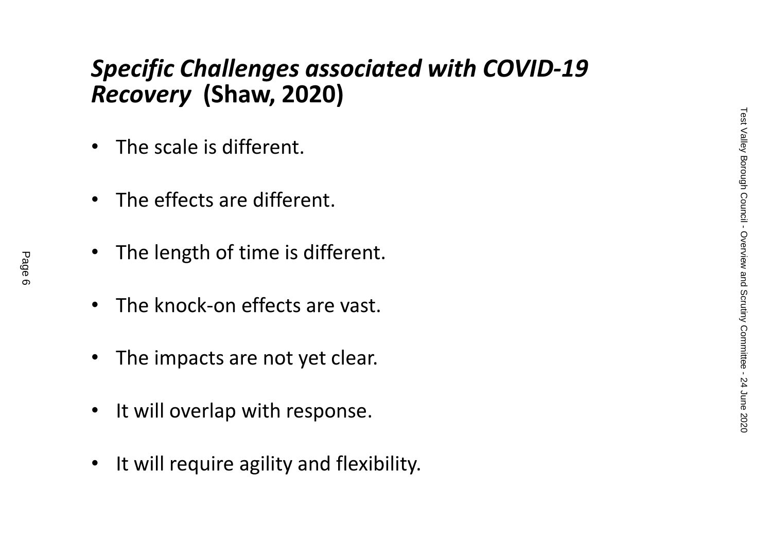## *Specific Challenges associated with COVID-19 Recovery* (Shaw, 2020)

- The scale is different.
- The effects are different.
- The length of time is different.
- The knock-on effects are vast.
- The impacts are not yet clear.
- It will overlap with response.
- It will require agility and flexibility.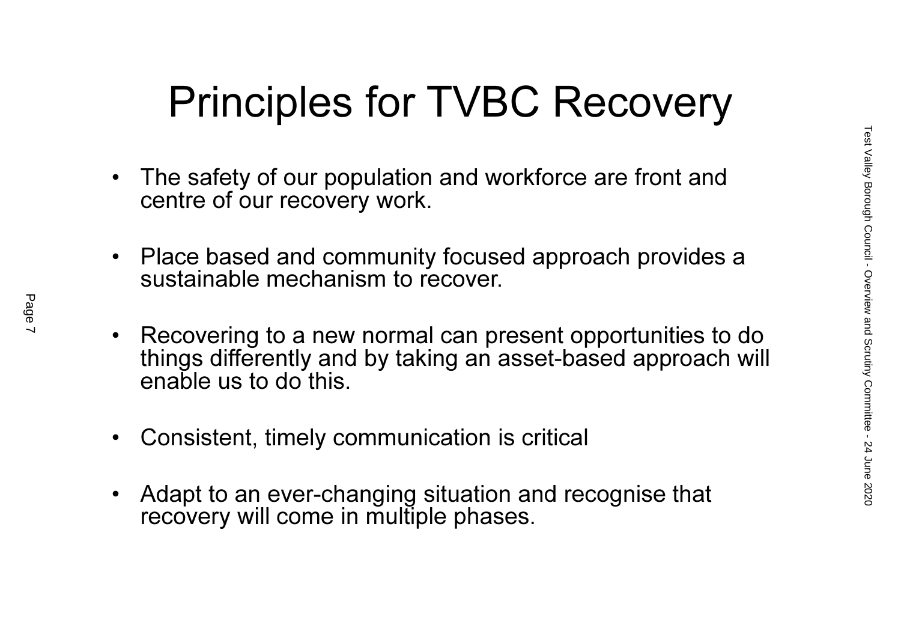# Principles for TVBC Recovery

- The safety of our population and workforce are front and centre of our recovery work.
- Place based and community focused approach provides a sustainable mechanism to recover.
- Recovering to a new normal can present opportunities to do things differently and by taking an asset-based approach will enable us to do this.
- Consistent, timely communication is critical
- Adapt to an ever-changing situation and recognise that recovery will come in multiple phases.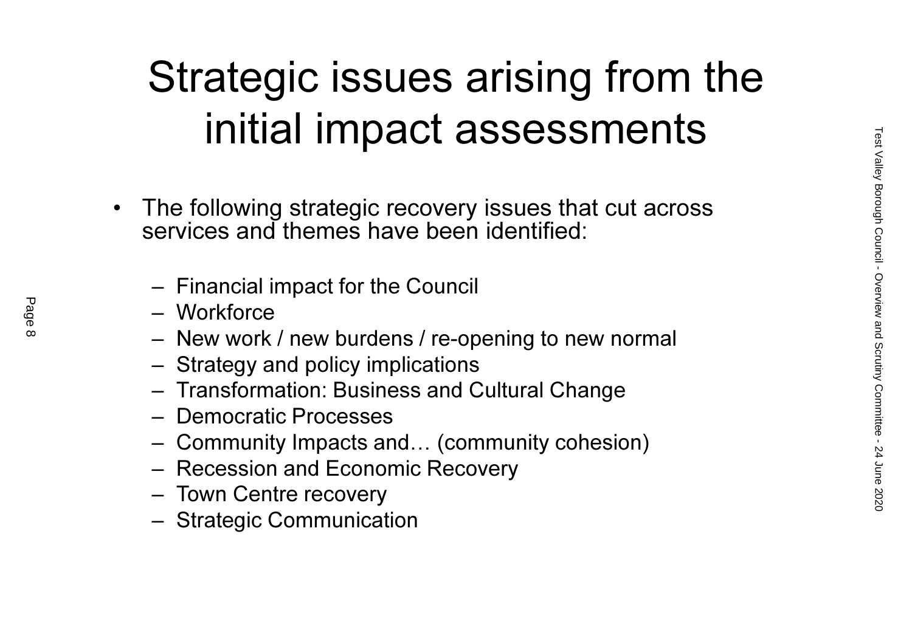# Strategic issues arising from the initial impact assessments

- The following strategic recovery issues that cut across services and themes have been identified:
  - Financial impact for the Council
  - Workforce
  - New work / new burdens / re-opening to new normal
  - Strategy and policy implications
  - Transformation: Business and Cultural Change
  - Democratic Processes
  - Community Impacts and… (community cohesion)
  - Recession and Economic Recovery
  - Town Centre recovery
  - Strategic Communication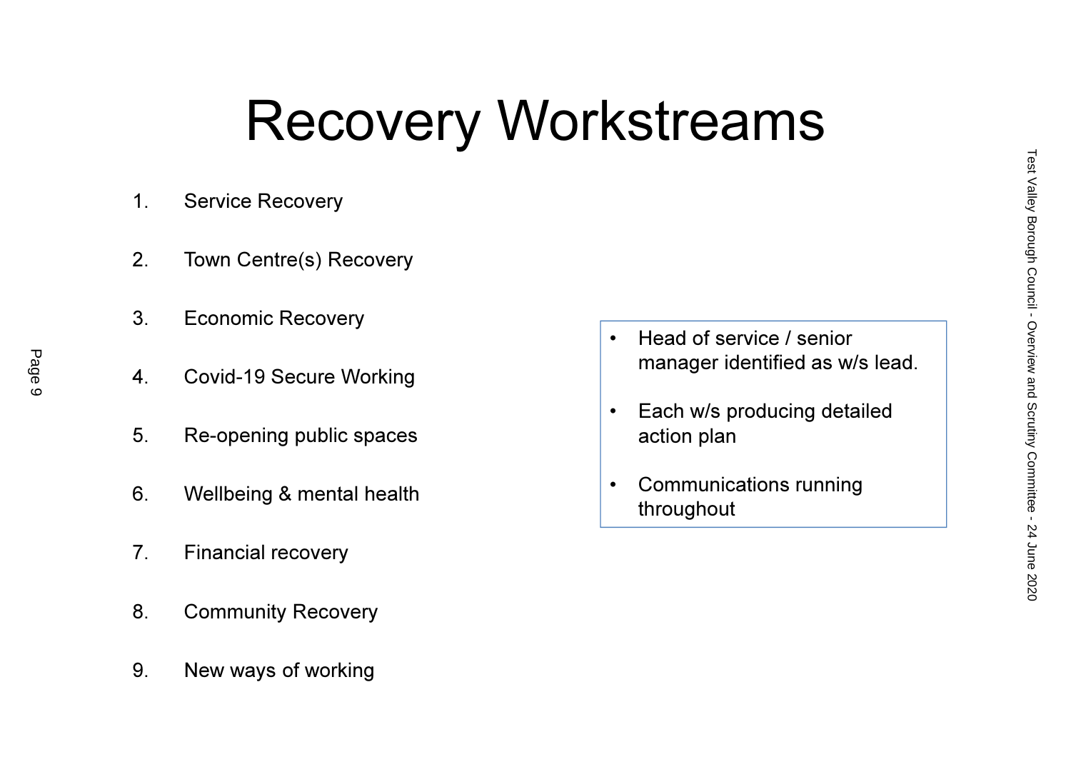# Recovery Workstreams

1. Service Recovery
2. Town Centre(s) Recovery
3. Economic Recovery
4. Covid-19 Secure Working
5. Re-opening public spaces
6. Wellbeing & mental health
7. Financial recovery
8. Community Recovery
9. New ways of working

- Head of service / senior manager identified as w/s lead.
- Each w/s producing detailed action plan
- Communications running throughout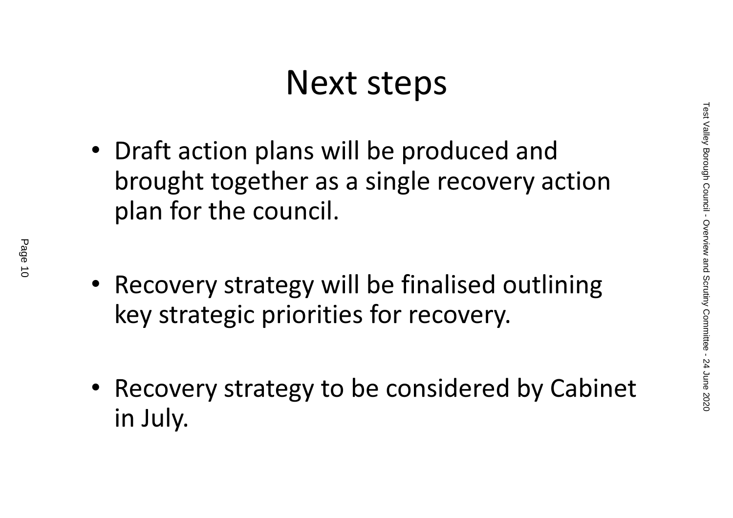# Next steps

- Draft action plans will be produced and brought together as a single recovery action plan for the council.

- Recovery strategy will be finalised outlining key strategic priorities for recovery.

- Recovery strategy to be considered by Cabinet in July.